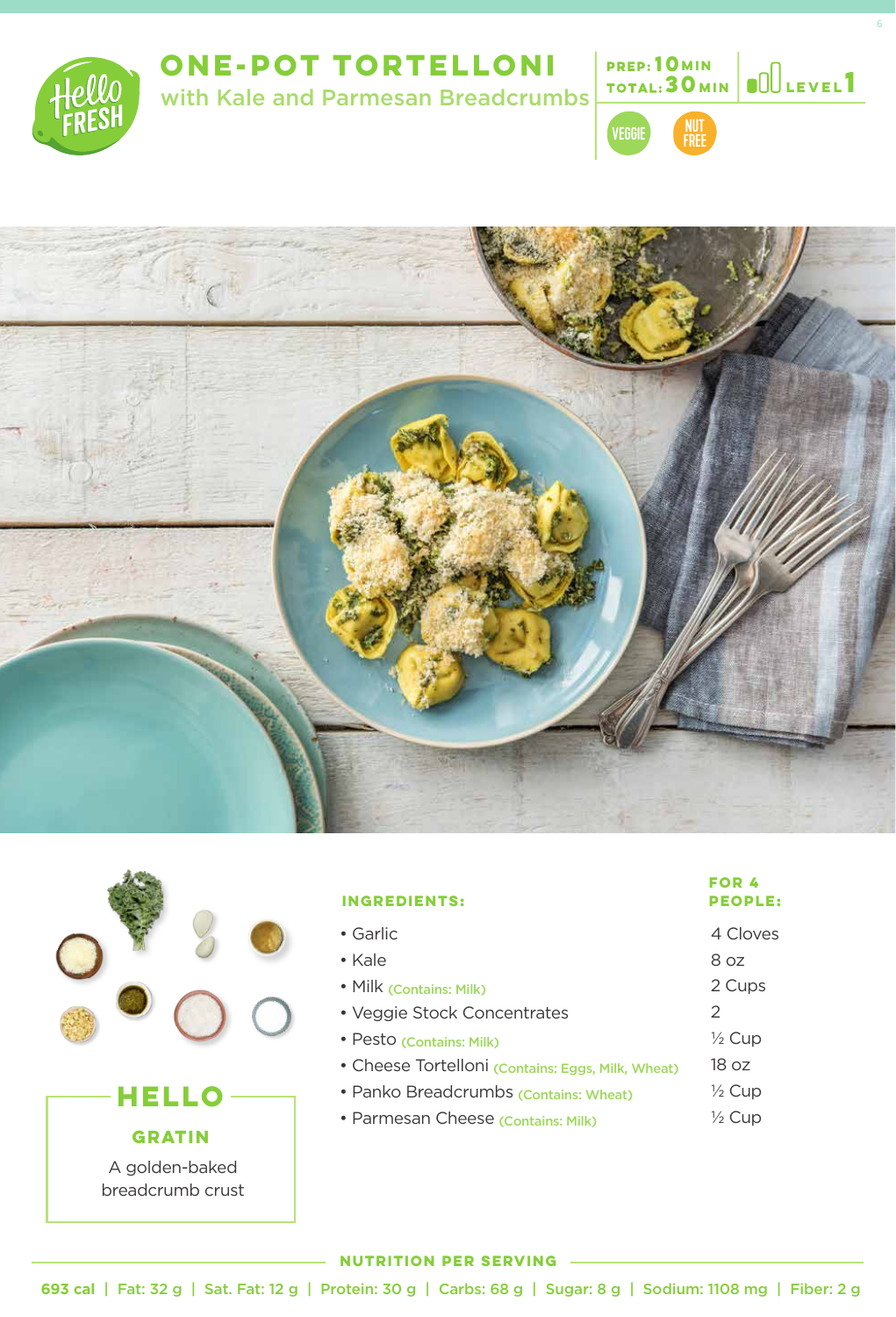# ONE-POT TORTELLONI

## with Kale and Parmesan Breadcrumbs

PREP: 10 MIN
TOTAL: 30 MIN
LEVEL 1

VEGGIE | NUT FREE

## HELLO

### GRATIN

A golden-baked breadcrumb crust

| INGREDIENTS: | FOR 4 PEOPLE: |
|---|---|
| • Garlic | 4 Cloves |
| • Kale | 8 oz |
| • Milk (Contains: Milk) | 2 Cups |
| • Veggie Stock Concentrates | 2 |
| • Pesto (Contains: Milk) | ½ Cup |
| • Cheese Tortelloni (Contains: Eggs, Milk, Wheat) | 18 oz |
| • Panko Breadcrumbs (Contains: Wheat) | ½ Cup |
| • Parmesan Cheese (Contains: Milk) | ½ Cup |

**NUTRITION PER SERVING**

693 cal | Fat: 32 g | Sat. Fat: 12 g | Protein: 30 g | Carbs: 68 g | Sugar: 8 g | Sodium: 1108 mg | Fiber: 2 g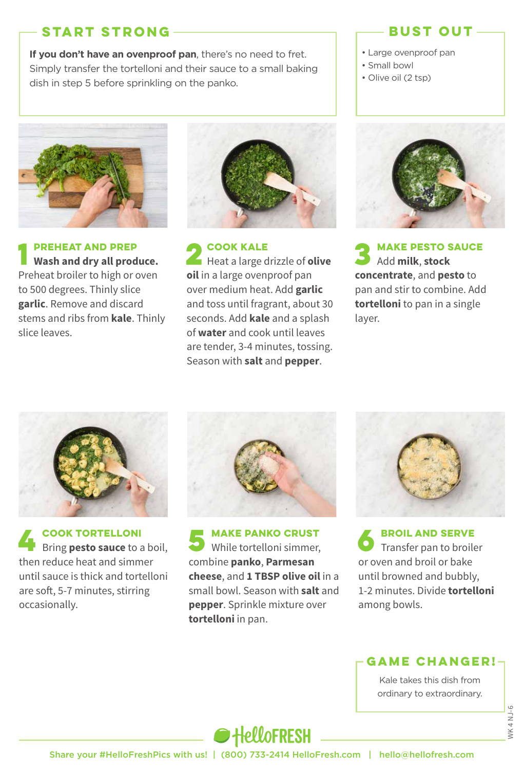## START STRONG

**If you don't have an ovenproof pan**, there's no need to fret. Simply transfer the tortelloni and their sauce to a small baking dish in step 5 before sprinkling on the panko.

## BUST OUT

- Large ovenproof pan
- Small bowl
- Olive oil (2 tsp)

### 1 PREHEAT AND PREP

**Wash and dry all produce.** Preheat broiler to high or oven to 500 degrees. Thinly slice **garlic**. Remove and discard stems and ribs from **kale**. Thinly slice leaves.

### 2 COOK KALE

Heat a large drizzle of **olive oil** in a large ovenproof pan over medium heat. Add **garlic** and toss until fragrant, about 30 seconds. Add **kale** and a splash of **water** and cook until leaves are tender, 3-4 minutes, tossing. Season with **salt** and **pepper**.

### 3 MAKE PESTO SAUCE

Add **milk**, **stock concentrate**, and **pesto** to pan and stir to combine. Add **tortelloni** to pan in a single layer.

### 4 COOK TORTELLONI

Bring **pesto sauce** to a boil, then reduce heat and simmer until sauce is thick and tortelloni are soft, 5-7 minutes, stirring occasionally.

### 5 MAKE PANKO CRUST

While tortelloni simmer, combine **panko**, **Parmesan cheese**, and **1 TBSP olive oil** in a small bowl. Season with **salt** and **pepper**. Sprinkle mixture over **tortelloni** in pan.

### 6 BROIL AND SERVE

Transfer pan to broiler or oven and broil or bake until browned and bubbly, 1-2 minutes. Divide **tortelloni** among bowls.

## GAME CHANGER!

Kale takes this dish from ordinary to extraordinary.

WK 4 NJ-6

HelloFRESH

Share your #HelloFreshPics with us! | (800) 733-2414 HelloFresh.com | hello@hellofresh.com